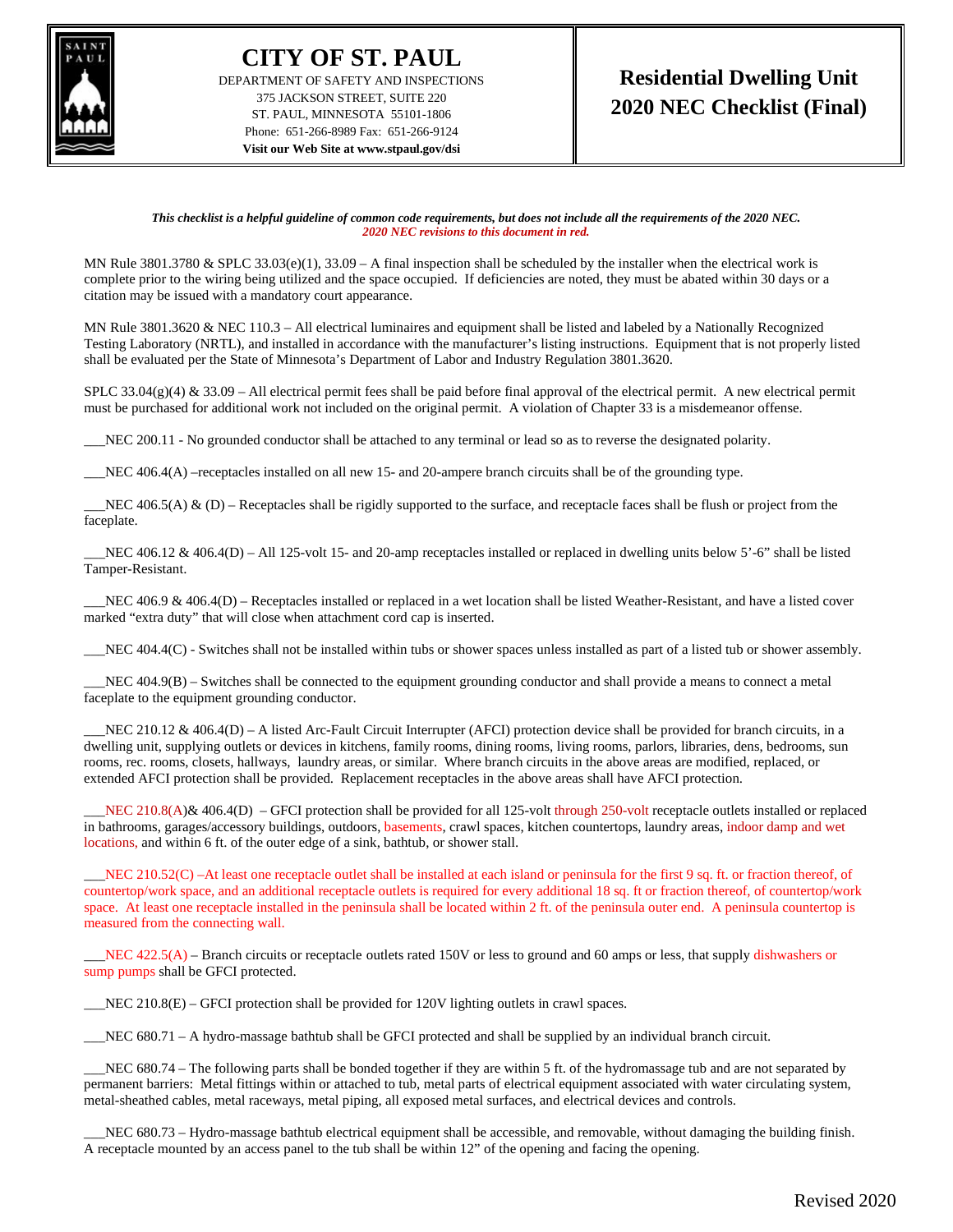# CITY OF ST. PAUL

DEPARTMENT OF SAFETY AND INSPECTIONS
375 JACKSON STREET, SUITE 220
ST. PAUL, MINNESOTA 55101-1806
Phone: 651-266-8989 Fax: 651-266-9124
**Visit our Web Site at www.stpaul.gov/dsi**

## Residential Dwelling Unit 2020 NEC Checklist (Final)

***This checklist is a helpful guideline of common code requirements, but does not include all the requirements of the 2020 NEC.***
***2020 NEC revisions to this document in red.***

MN Rule 3801.3780 & SPLC 33.03(e)(1), 33.09 – A final inspection shall be scheduled by the installer when the electrical work is complete prior to the wiring being utilized and the space occupied. If deficiencies are noted, they must be abated within 30 days or a citation may be issued with a mandatory court appearance.

MN Rule 3801.3620 & NEC 110.3 – All electrical luminaires and equipment shall be listed and labeled by a Nationally Recognized Testing Laboratory (NRTL), and installed in accordance with the manufacturer's listing instructions. Equipment that is not properly listed shall be evaluated per the State of Minnesota's Department of Labor and Industry Regulation 3801.3620.

SPLC 33.04(g)(4) & 33.09 – All electrical permit fees shall be paid before final approval of the electrical permit. A new electrical permit must be purchased for additional work not included on the original permit. A violation of Chapter 33 is a misdemeanor offense.

___NEC 200.11 - No grounded conductor shall be attached to any terminal or lead so as to reverse the designated polarity.

___NEC 406.4(A) –receptacles installed on all new 15- and 20-ampere branch circuits shall be of the grounding type.

___NEC 406.5(A) & (D) – Receptacles shall be rigidly supported to the surface, and receptacle faces shall be flush or project from the faceplate.

___NEC 406.12 & 406.4(D) – All 125-volt 15- and 20-amp receptacles installed or replaced in dwelling units below 5'-6" shall be listed Tamper-Resistant.

___NEC 406.9 & 406.4(D) – Receptacles installed or replaced in a wet location shall be listed Weather-Resistant, and have a listed cover marked "extra duty" that will close when attachment cord cap is inserted.

___NEC 404.4(C) - Switches shall not be installed within tubs or shower spaces unless installed as part of a listed tub or shower assembly.

___NEC 404.9(B) – Switches shall be connected to the equipment grounding conductor and shall provide a means to connect a metal faceplate to the equipment grounding conductor.

___NEC 210.12 & 406.4(D) – A listed Arc-Fault Circuit Interrupter (AFCI) protection device shall be provided for branch circuits, in a dwelling unit, supplying outlets or devices in kitchens, family rooms, dining rooms, living rooms, parlors, libraries, dens, bedrooms, sun rooms, rec. rooms, closets, hallways, laundry areas, or similar. Where branch circuits in the above areas are modified, replaced, or extended AFCI protection shall be provided. Replacement receptacles in the above areas shall have AFCI protection.

___NEC 210.8(A)& 406.4(D) – GFCI protection shall be provided for all 125-volt through 250-volt receptacle outlets installed or replaced in bathrooms, garages/accessory buildings, outdoors, basements, crawl spaces, kitchen countertops, laundry areas, indoor damp and wet locations, and within 6 ft. of the outer edge of a sink, bathtub, or shower stall.

___NEC 210.52(C) –At least one receptacle outlet shall be installed at each island or peninsula for the first 9 sq. ft. or fraction thereof, of countertop/work space, and an additional receptacle outlets is required for every additional 18 sq. ft or fraction thereof, of countertop/work space. At least one receptacle installed in the peninsula shall be located within 2 ft. of the peninsula outer end. A peninsula countertop is measured from the connecting wall.

___NEC 422.5(A) – Branch circuits or receptacle outlets rated 150V or less to ground and 60 amps or less, that supply dishwashers or sump pumps shall be GFCI protected.

___NEC 210.8(E) – GFCI protection shall be provided for 120V lighting outlets in crawl spaces.

___NEC 680.71 – A hydro-massage bathtub shall be GFCI protected and shall be supplied by an individual branch circuit.

___NEC 680.74 – The following parts shall be bonded together if they are within 5 ft. of the hydromassage tub and are not separated by permanent barriers: Metal fittings within or attached to tub, metal parts of electrical equipment associated with water circulating system, metal-sheathed cables, metal raceways, metal piping, all exposed metal surfaces, and electrical devices and controls.

___NEC 680.73 – Hydro-massage bathtub electrical equipment shall be accessible, and removable, without damaging the building finish. A receptacle mounted by an access panel to the tub shall be within 12" of the opening and facing the opening.

Revised 2020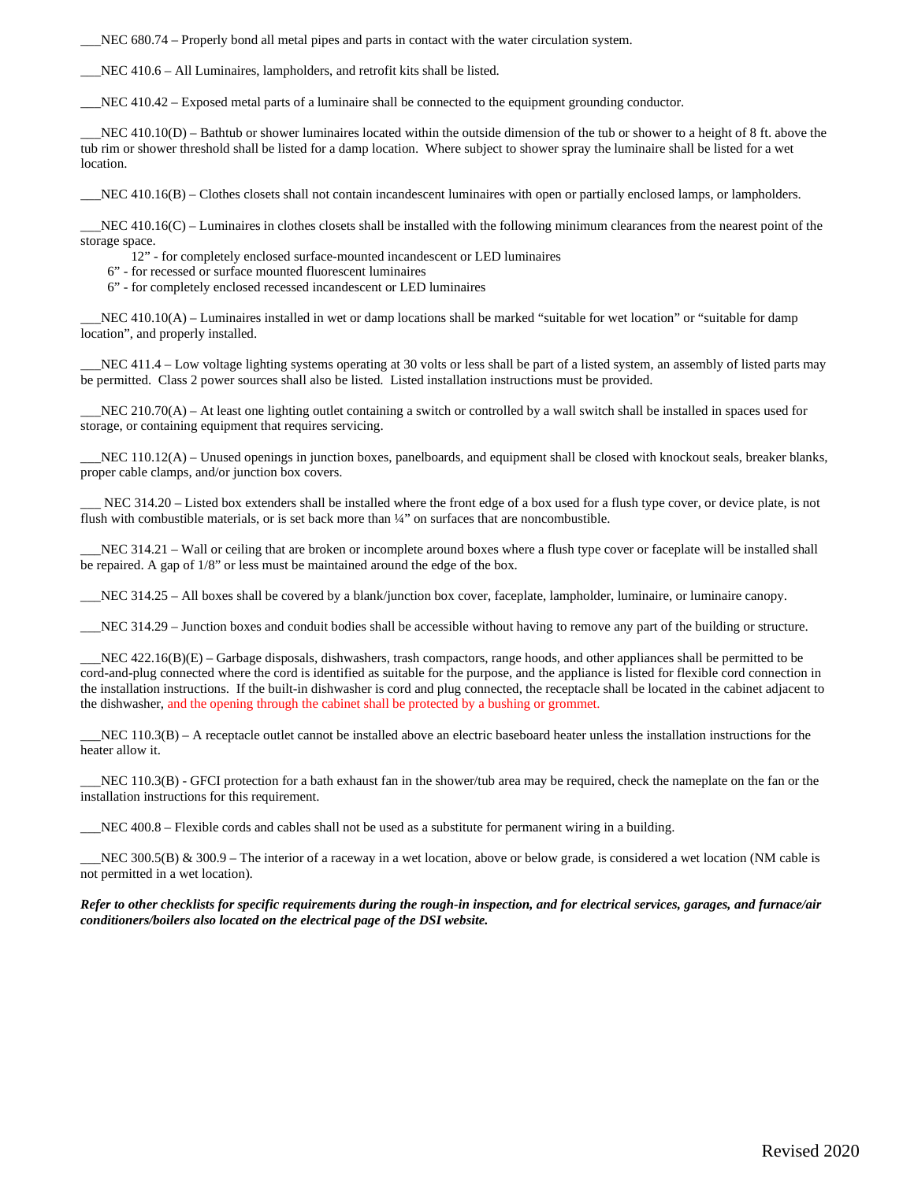___NEC 680.74 – Properly bond all metal pipes and parts in contact with the water circulation system.

___NEC 410.6 – All Luminaires, lampholders, and retrofit kits shall be listed.

___NEC 410.42 – Exposed metal parts of a luminaire shall be connected to the equipment grounding conductor.

___NEC 410.10(D) – Bathtub or shower luminaires located within the outside dimension of the tub or shower to a height of 8 ft. above the tub rim or shower threshold shall be listed for a damp location. Where subject to shower spray the luminaire shall be listed for a wet location.

___NEC 410.16(B) – Clothes closets shall not contain incandescent luminaires with open or partially enclosed lamps, or lampholders.

___NEC 410.16(C) – Luminaires in clothes closets shall be installed with the following minimum clearances from the nearest point of the storage space.

12" - for completely enclosed surface-mounted incandescent or LED luminaires
6" - for recessed or surface mounted fluorescent luminaires
6" - for completely enclosed recessed incandescent or LED luminaires

___NEC 410.10(A) – Luminaires installed in wet or damp locations shall be marked "suitable for wet location" or "suitable for damp location", and properly installed.

___NEC 411.4 – Low voltage lighting systems operating at 30 volts or less shall be part of a listed system, an assembly of listed parts may be permitted. Class 2 power sources shall also be listed. Listed installation instructions must be provided.

___NEC 210.70(A) – At least one lighting outlet containing a switch or controlled by a wall switch shall be installed in spaces used for storage, or containing equipment that requires servicing.

___NEC 110.12(A) – Unused openings in junction boxes, panelboards, and equipment shall be closed with knockout seals, breaker blanks, proper cable clamps, and/or junction box covers.

___ NEC 314.20 – Listed box extenders shall be installed where the front edge of a box used for a flush type cover, or device plate, is not flush with combustible materials, or is set back more than ¼" on surfaces that are noncombustible.

___NEC 314.21 – Wall or ceiling that are broken or incomplete around boxes where a flush type cover or faceplate will be installed shall be repaired. A gap of 1/8" or less must be maintained around the edge of the box.

___NEC 314.25 – All boxes shall be covered by a blank/junction box cover, faceplate, lampholder, luminaire, or luminaire canopy.

___NEC 314.29 – Junction boxes and conduit bodies shall be accessible without having to remove any part of the building or structure.

___NEC 422.16(B)(E) – Garbage disposals, dishwashers, trash compactors, range hoods, and other appliances shall be permitted to be cord-and-plug connected where the cord is identified as suitable for the purpose, and the appliance is listed for flexible cord connection in the installation instructions. If the built-in dishwasher is cord and plug connected, the receptacle shall be located in the cabinet adjacent to the dishwasher, and the opening through the cabinet shall be protected by a bushing or grommet.

___NEC 110.3(B) – A receptacle outlet cannot be installed above an electric baseboard heater unless the installation instructions for the heater allow it.

___NEC 110.3(B) - GFCI protection for a bath exhaust fan in the shower/tub area may be required, check the nameplate on the fan or the installation instructions for this requirement.

___NEC 400.8 – Flexible cords and cables shall not be used as a substitute for permanent wiring in a building.

___NEC 300.5(B) & 300.9 – The interior of a raceway in a wet location, above or below grade, is considered a wet location (NM cable is not permitted in a wet location).

***Refer to other checklists for specific requirements during the rough-in inspection, and for electrical services, garages, and furnace/air conditioners/boilers also located on the electrical page of the DSI website.***

Revised 2020